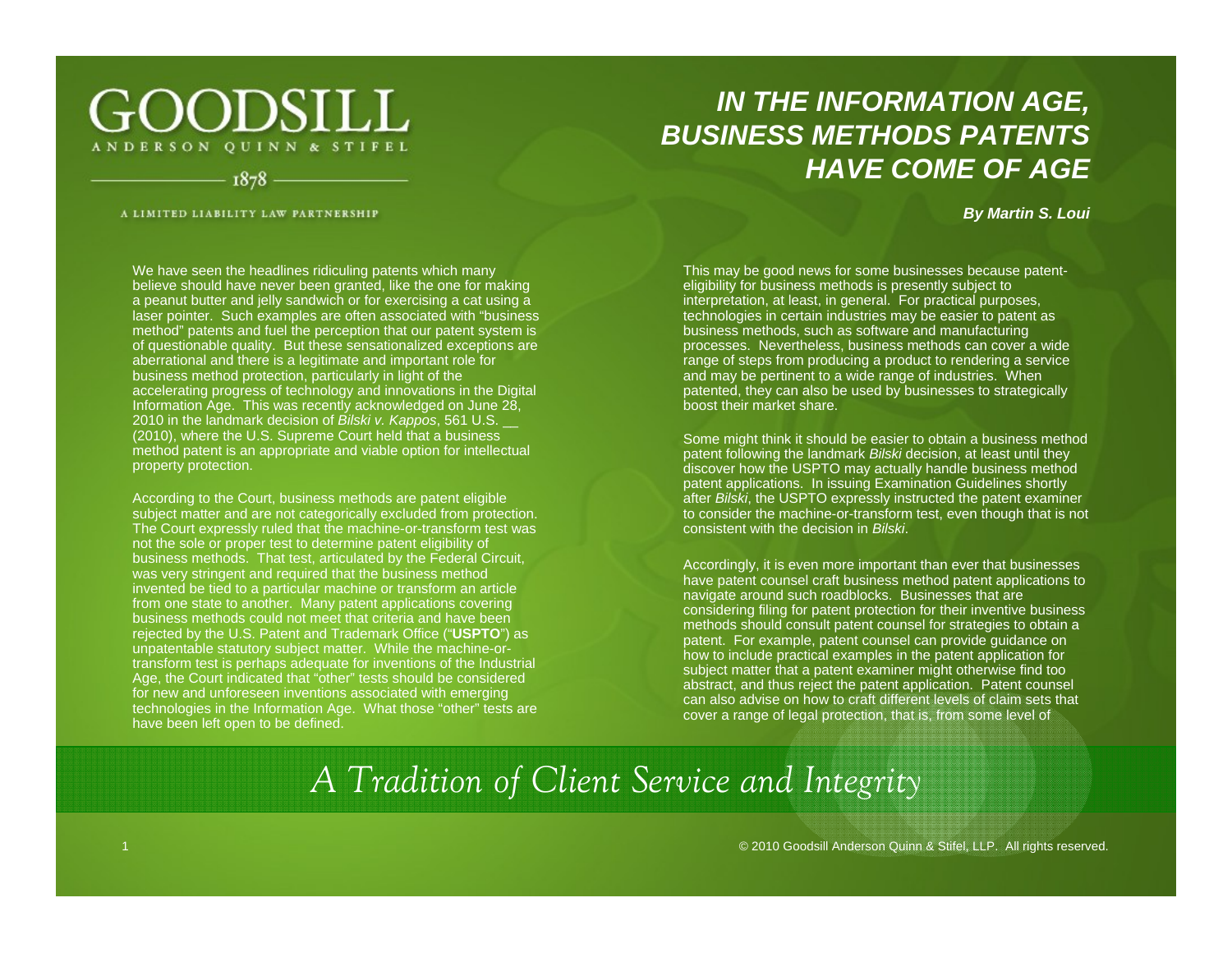# IN THE INFORMATION AGE, BUSINESS METHODS PATENTS HAVE COME OF AGE

**GOODSILL**
ANDERSON QUINN & STIFEL
1878
A LIMITED LIABILITY LAW PARTNERSHIP

***By Martin S. Loui***

We have seen the headlines ridiculing patents which many believe should have never been granted, like the one for making a peanut butter and jelly sandwich or for exercising a cat using a laser pointer. Such examples are often associated with "business method" patents and fuel the perception that our patent system is of questionable quality. But these sensationalized exceptions are aberrational and there is a legitimate and important role for business method protection, particularly in light of the accelerating progress of technology and innovations in the Digital Information Age. This was recently acknowledged on June 28, 2010 in the landmark decision of *Bilski v. Kappos*, 561 U.S. __ (2010), where the U.S. Supreme Court held that a business method patent is an appropriate and viable option for intellectual property protection.

According to the Court, business methods are patent eligible subject matter and are not categorically excluded from protection. The Court expressly ruled that the machine-or-transform test was not the sole or proper test to determine patent eligibility of business methods. That test, articulated by the Federal Circuit, was very stringent and required that the business method invented be tied to a particular machine or transform an article from one state to another. Many patent applications covering business methods could not meet that criteria and have been rejected by the U.S. Patent and Trademark Office ("**USPTO**") as unpatentable statutory subject matter. While the machine-or-transform test is perhaps adequate for inventions of the Industrial Age, the Court indicated that "other" tests should be considered for new and unforeseen inventions associated with emerging technologies in the Information Age. What those "other" tests are have been left open to be defined.

This may be good news for some businesses because patent-eligibility for business methods is presently subject to interpretation, at least, in general. For practical purposes, technologies in certain industries may be easier to patent as business methods, such as software and manufacturing processes. Nevertheless, business methods can cover a wide range of steps from producing a product to rendering a service and may be pertinent to a wide range of industries. When patented, they can also be used by businesses to strategically boost their market share.

Some might think it should be easier to obtain a business method patent following the landmark *Bilski* decision, at least until they discover how the USPTO may actually handle business method patent applications. In issuing Examination Guidelines shortly after *Bilski*, the USPTO expressly instructed the patent examiner to consider the machine-or-transform test, even though that is not consistent with the decision in *Bilski*.

Accordingly, it is even more important than ever that businesses have patent counsel craft business method patent applications to navigate around such roadblocks. Businesses that are considering filing for patent protection for their inventive business methods should consult patent counsel for strategies to obtain a patent. For example, patent counsel can provide guidance on how to include practical examples in the patent application for subject matter that a patent examiner might otherwise find too abstract, and thus reject the patent application. Patent counsel can also advise on how to craft different levels of claim sets that cover a range of legal protection, that is, from some level of

*A Tradition of Client Service and Integrity*

© 2010 Goodsill Anderson Quinn & Stifel, LLP. All rights reserved.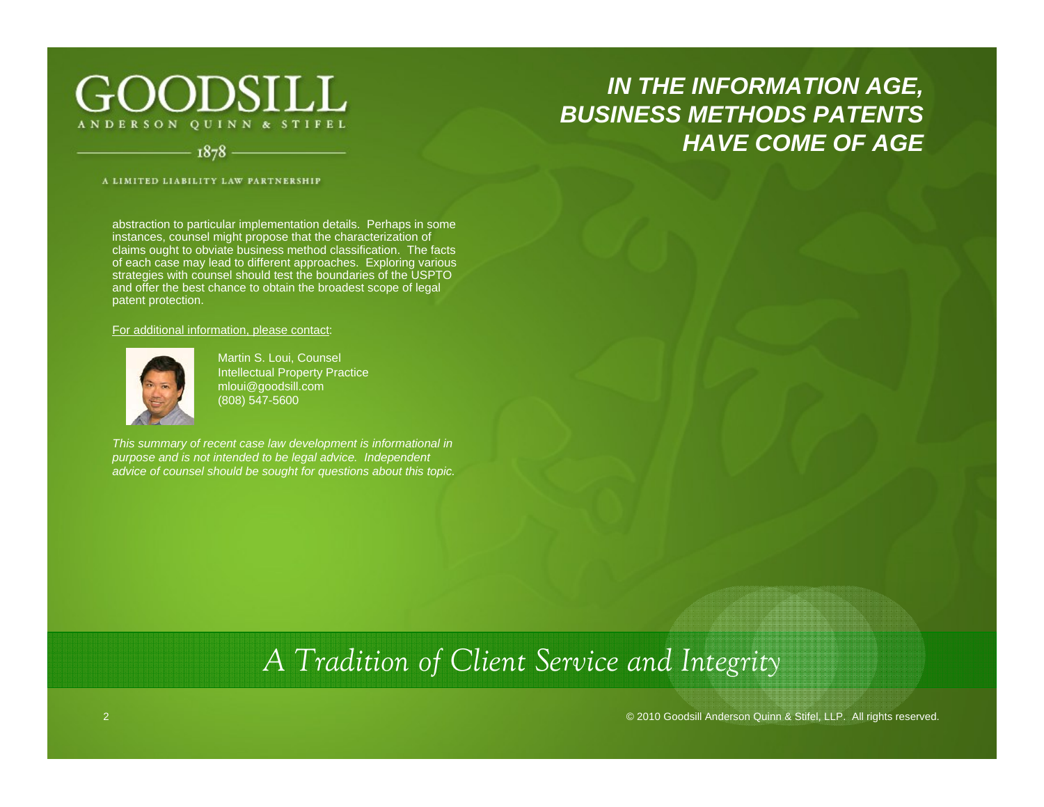# IN THE INFORMATION AGE, BUSINESS METHODS PATENTS HAVE COME OF AGE

abstraction to particular implementation details. Perhaps in some instances, counsel might propose that the characterization of claims ought to obviate business method classification. The facts of each case may lead to different approaches. Exploring various strategies with counsel should test the boundaries of the USPTO and offer the best chance to obtain the broadest scope of legal patent protection.

For additional information, please contact:

Martin S. Loui, Counsel
Intellectual Property Practice
mloui@goodsill.com
(808) 547-5600

*This summary of recent case law development is informational in purpose and is not intended to be legal advice. Independent advice of counsel should be sought for questions about this topic.*

© 2010 Goodsill Anderson Quinn & Stifel, LLP. All rights reserved.